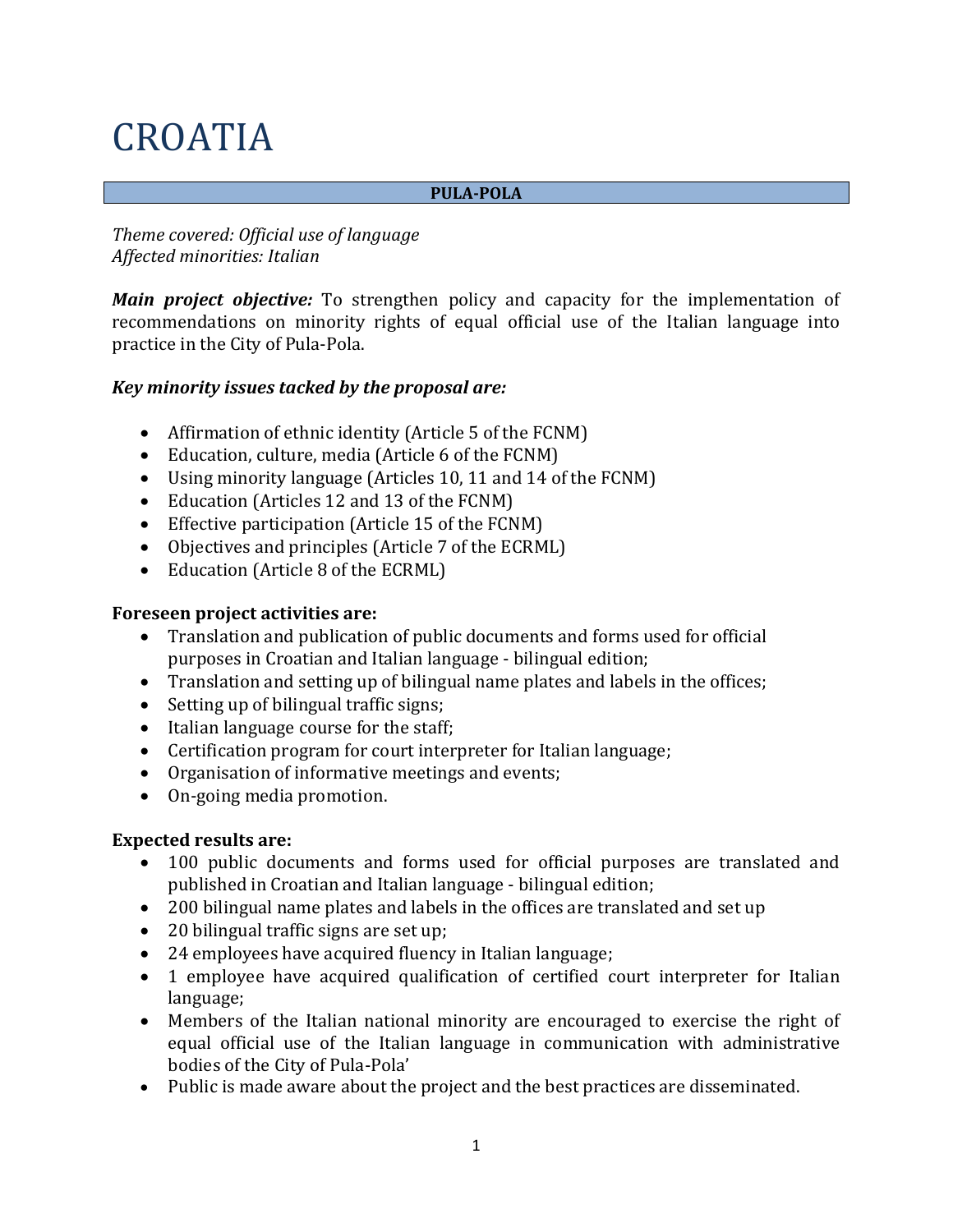# CROATIA

## PULA-POLA

*Theme covered: Official use of language*
*Affected minorities: Italian*

***Main project objective:*** To strengthen policy and capacity for the implementation of recommendations on minority rights of equal official use of the Italian language into practice in the City of Pula-Pola.

***Key minority issues tacked by the proposal are:***

- Affirmation of ethnic identity (Article 5 of the FCNM)
- Education, culture, media (Article 6 of the FCNM)
- Using minority language (Articles 10, 11 and 14 of the FCNM)
- Education (Articles 12 and 13 of the FCNM)
- Effective participation (Article 15 of the FCNM)
- Objectives and principles (Article 7 of the ECRML)
- Education (Article 8 of the ECRML)

**Foreseen project activities are:**

- Translation and publication of public documents and forms used for official purposes in Croatian and Italian language - bilingual edition;
- Translation and setting up of bilingual name plates and labels in the offices;
- Setting up of bilingual traffic signs;
- Italian language course for the staff;
- Certification program for court interpreter for Italian language;
- Organisation of informative meetings and events;
- On-going media promotion.

**Expected results are:**

- 100 public documents and forms used for official purposes are translated and published in Croatian and Italian language - bilingual edition;
- 200 bilingual name plates and labels in the offices are translated and set up
- 20 bilingual traffic signs are set up;
- 24 employees have acquired fluency in Italian language;
- 1 employee have acquired qualification of certified court interpreter for Italian language;
- Members of the Italian national minority are encouraged to exercise the right of equal official use of the Italian language in communication with administrative bodies of the City of Pula-Pola'
- Public is made aware about the project and the best practices are disseminated.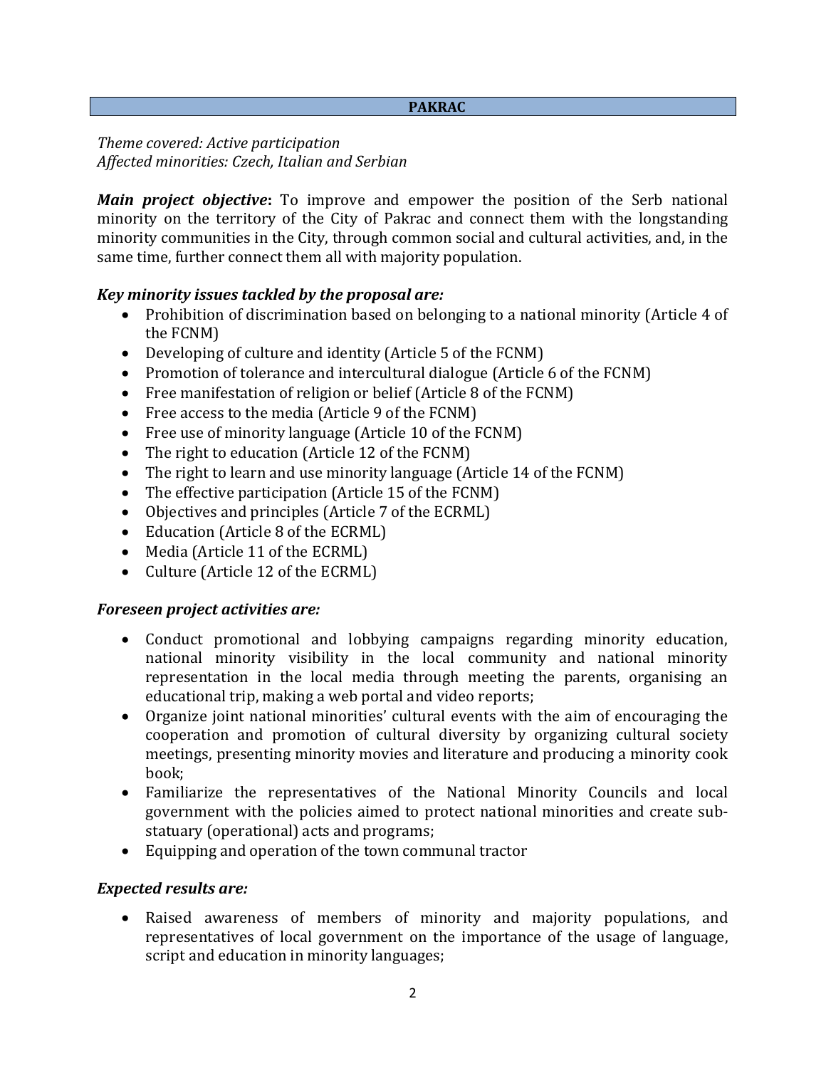## PAKRAC

*Theme covered: Active participation*
*Affected minorities: Czech, Italian and Serbian*

***Main project objective*****:** To improve and empower the position of the Serb national minority on the territory of the City of Pakrac and connect them with the longstanding minority communities in the City, through common social and cultural activities, and, in the same time, further connect them all with majority population.

***Key minority issues tackled by the proposal are:***

- Prohibition of discrimination based on belonging to a national minority (Article 4 of the FCNM)
- Developing of culture and identity (Article 5 of the FCNM)
- Promotion of tolerance and intercultural dialogue (Article 6 of the FCNM)
- Free manifestation of religion or belief (Article 8 of the FCNM)
- Free access to the media (Article 9 of the FCNM)
- Free use of minority language (Article 10 of the FCNM)
- The right to education (Article 12 of the FCNM)
- The right to learn and use minority language (Article 14 of the FCNM)
- The effective participation (Article 15 of the FCNM)
- Objectives and principles (Article 7 of the ECRML)
- Education (Article 8 of the ECRML)
- Media (Article 11 of the ECRML)
- Culture (Article 12 of the ECRML)

***Foreseen project activities are:***

- Conduct promotional and lobbying campaigns regarding minority education, national minority visibility in the local community and national minority representation in the local media through meeting the parents, organising an educational trip, making a web portal and video reports;
- Organize joint national minorities' cultural events with the aim of encouraging the cooperation and promotion of cultural diversity by organizing cultural society meetings, presenting minority movies and literature and producing a minority cook book;
- Familiarize the representatives of the National Minority Councils and local government with the policies aimed to protect national minorities and create sub-statuary (operational) acts and programs;
- Equipping and operation of the town communal tractor

***Expected results are:***

- Raised awareness of members of minority and majority populations, and representatives of local government on the importance of the usage of language, script and education in minority languages;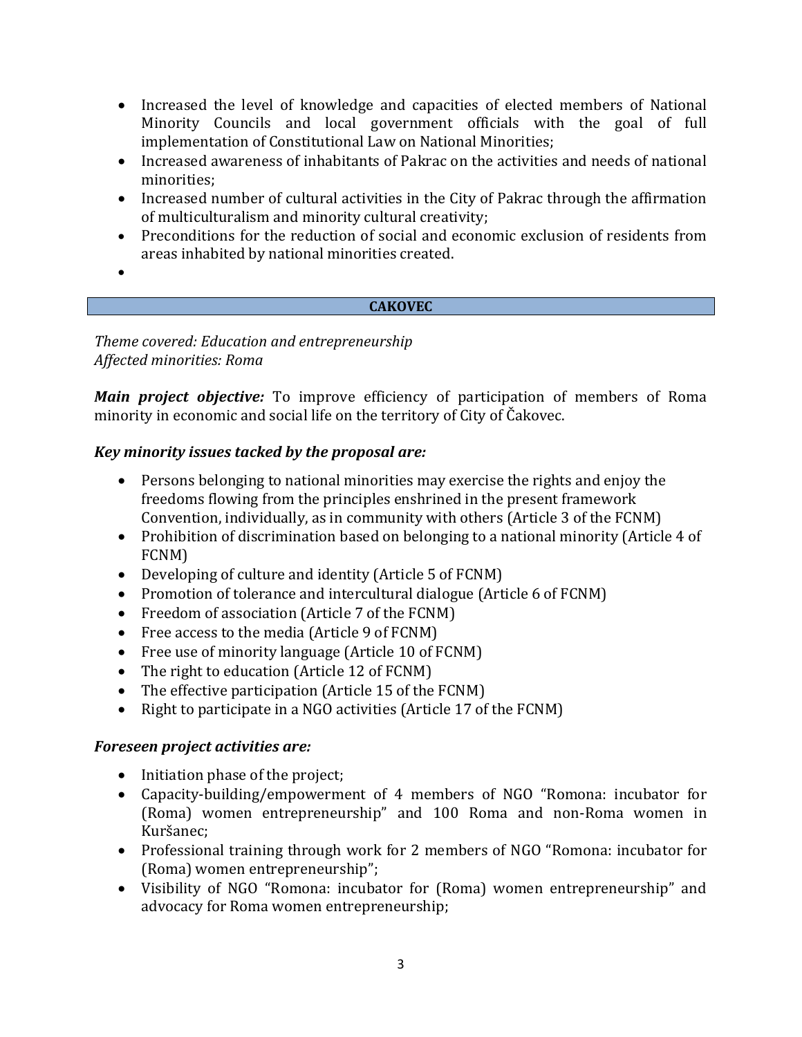- Increased the level of knowledge and capacities of elected members of National Minority Councils and local government officials with the goal of full implementation of Constitutional Law on National Minorities;
- Increased awareness of inhabitants of Pakrac on the activities and needs of national minorities;
- Increased number of cultural activities in the City of Pakrac through the affirmation of multiculturalism and minority cultural creativity;
- Preconditions for the reduction of social and economic exclusion of residents from areas inhabited by national minorities created.
-

## CAKOVEC

*Theme covered: Education and entrepreneurship*
*Affected minorities: Roma*

***Main project objective:*** To improve efficiency of participation of members of Roma minority in economic and social life on the territory of City of Čakovec.

### *Key minority issues tacked by the proposal are:*

- Persons belonging to national minorities may exercise the rights and enjoy the freedoms flowing from the principles enshrined in the present framework Convention, individually, as in community with others (Article 3 of the FCNM)
- Prohibition of discrimination based on belonging to a national minority (Article 4 of FCNM)
- Developing of culture and identity (Article 5 of FCNM)
- Promotion of tolerance and intercultural dialogue (Article 6 of FCNM)
- Freedom of association (Article 7 of the FCNM)
- Free access to the media (Article 9 of FCNM)
- Free use of minority language (Article 10 of FCNM)
- The right to education (Article 12 of FCNM)
- The effective participation (Article 15 of the FCNM)
- Right to participate in a NGO activities (Article 17 of the FCNM)

### *Foreseen project activities are:*

- Initiation phase of the project;
- Capacity-building/empowerment of 4 members of NGO "Romona: incubator for (Roma) women entrepreneurship" and 100 Roma and non-Roma women in Kuršanec;
- Professional training through work for 2 members of NGO "Romona: incubator for (Roma) women entrepreneurship";
- Visibility of NGO "Romona: incubator for (Roma) women entrepreneurship" and advocacy for Roma women entrepreneurship;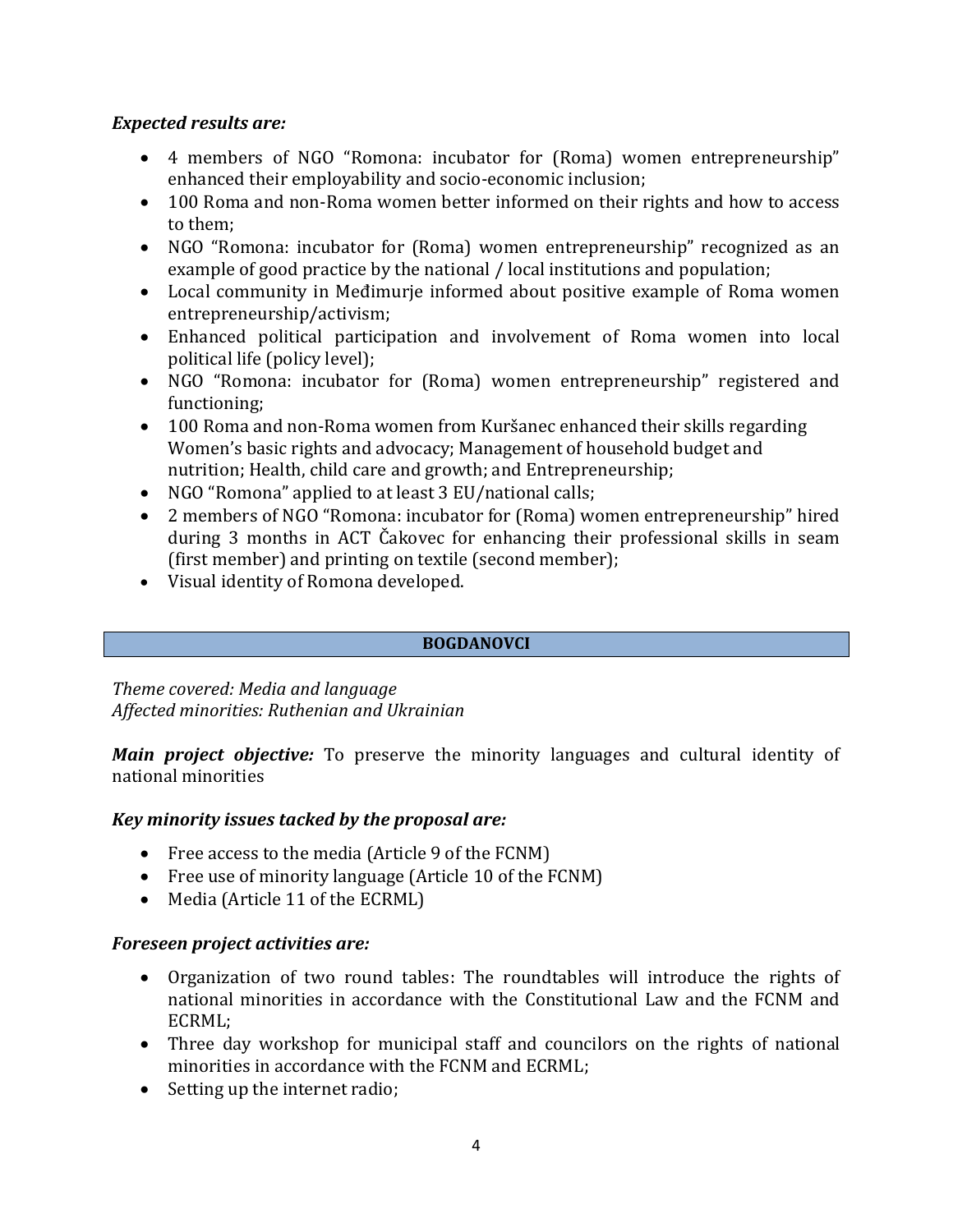***Expected results are:***

- 4 members of NGO "Romona: incubator for (Roma) women entrepreneurship" enhanced their employability and socio-economic inclusion;
- 100 Roma and non-Roma women better informed on their rights and how to access to them;
- NGO "Romona: incubator for (Roma) women entrepreneurship" recognized as an example of good practice by the national / local institutions and population;
- Local community in Međimurje informed about positive example of Roma women entrepreneurship/activism;
- Enhanced political participation and involvement of Roma women into local political life (policy level);
- NGO "Romona: incubator for (Roma) women entrepreneurship" registered and functioning;
- 100 Roma and non-Roma women from Kuršanec enhanced their skills regarding Women's basic rights and advocacy; Management of household budget and nutrition; Health, child care and growth; and Entrepreneurship;
- NGO "Romona" applied to at least 3 EU/national calls;
- 2 members of NGO "Romona: incubator for (Roma) women entrepreneurship" hired during 3 months in ACT Čakovec for enhancing their professional skills in seam (first member) and printing on textile (second member);
- Visual identity of Romona developed.

## BOGDANOVCI

*Theme covered: Media and language*
*Affected minorities: Ruthenian and Ukrainian*

***Main project objective:*** To preserve the minority languages and cultural identity of national minorities

***Key minority issues tacked by the proposal are:***

- Free access to the media (Article 9 of the FCNM)
- Free use of minority language (Article 10 of the FCNM)
- Media (Article 11 of the ECRML)

***Foreseen project activities are:***

- Organization of two round tables: The roundtables will introduce the rights of national minorities in accordance with the Constitutional Law and the FCNM and ECRML;
- Three day workshop for municipal staff and councilors on the rights of national minorities in accordance with the FCNM and ECRML;
- Setting up the internet radio;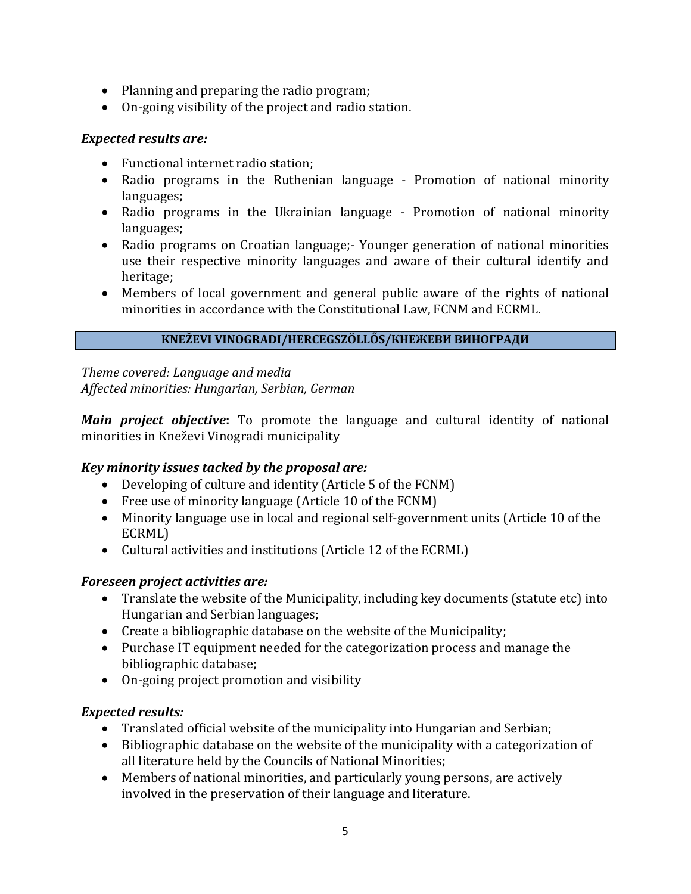- Planning and preparing the radio program;
- On-going visibility of the project and radio station.

***Expected results are:***

- Functional internet radio station;
- Radio programs in the Ruthenian language - Promotion of national minority languages;
- Radio programs in the Ukrainian language - Promotion of national minority languages;
- Radio programs on Croatian language;- Younger generation of national minorities use their respective minority languages and aware of their cultural identify and heritage;
- Members of local government and general public aware of the rights of national minorities in accordance with the Constitutional Law, FCNM and ECRML.

## KNEŽEVI VINOGRADI/HERCEGSZÖLLŐS/КНЕЖЕВИ ВИНОГРАДИ

*Theme covered: Language and media*
*Affected minorities: Hungarian, Serbian, German*

***Main project objective*:** To promote the language and cultural identity of national minorities in Kneževi Vinogradi municipality

***Key minority issues tacked by the proposal are:***

- Developing of culture and identity (Article 5 of the FCNM)
- Free use of minority language (Article 10 of the FCNM)
- Minority language use in local and regional self-government units (Article 10 of the ECRML)
- Cultural activities and institutions (Article 12 of the ECRML)

***Foreseen project activities are:***

- Translate the website of the Municipality, including key documents (statute etc) into Hungarian and Serbian languages;
- Create a bibliographic database on the website of the Municipality;
- Purchase IT equipment needed for the categorization process and manage the bibliographic database;
- On-going project promotion and visibility

***Expected results:***

- Translated official website of the municipality into Hungarian and Serbian;
- Bibliographic database on the website of the municipality with a categorization of all literature held by the Councils of National Minorities;
- Members of national minorities, and particularly young persons, are actively involved in the preservation of their language and literature.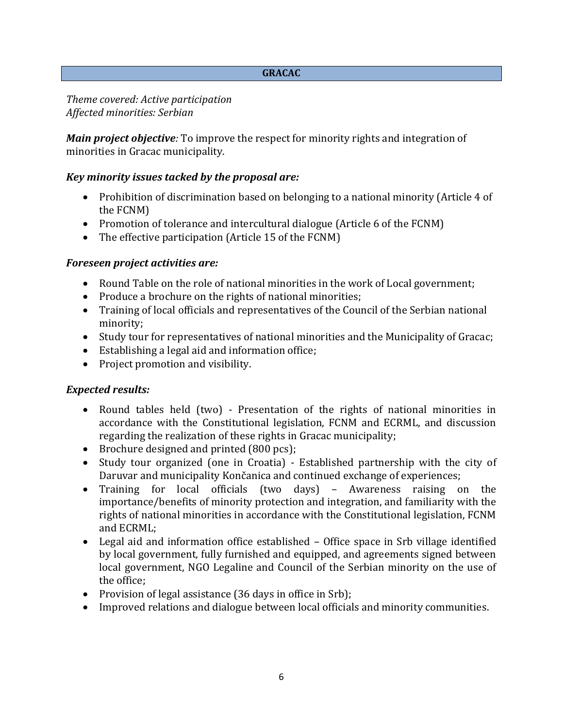## GRACAC

*Theme covered: Active participation*
*Affected minorities: Serbian*

***Main project objective:*** To improve the respect for minority rights and integration of minorities in Gracac municipality.

### *Key minority issues tacked by the proposal are:*

- Prohibition of discrimination based on belonging to a national minority (Article 4 of the FCNM)
- Promotion of tolerance and intercultural dialogue (Article 6 of the FCNM)
- The effective participation (Article 15 of the FCNM)

### *Foreseen project activities are:*

- Round Table on the role of national minorities in the work of Local government;
- Produce a brochure on the rights of national minorities;
- Training of local officials and representatives of the Council of the Serbian national minority;
- Study tour for representatives of national minorities and the Municipality of Gracac;
- Establishing a legal aid and information office;
- Project promotion and visibility.

### *Expected results:*

- Round tables held (two) - Presentation of the rights of national minorities in accordance with the Constitutional legislation, FCNM and ECRML, and discussion regarding the realization of these rights in Gracac municipality;
- Brochure designed and printed (800 pcs);
- Study tour organized (one in Croatia) - Established partnership with the city of Daruvar and municipality Končanica and continued exchange of experiences;
- Training for local officials (two days) – Awareness raising on the importance/benefits of minority protection and integration, and familiarity with the rights of national minorities in accordance with the Constitutional legislation, FCNM and ECRML;
- Legal aid and information office established – Office space in Srb village identified by local government, fully furnished and equipped, and agreements signed between local government, NGO Legaline and Council of the Serbian minority on the use of the office;
- Provision of legal assistance (36 days in office in Srb);
- Improved relations and dialogue between local officials and minority communities.